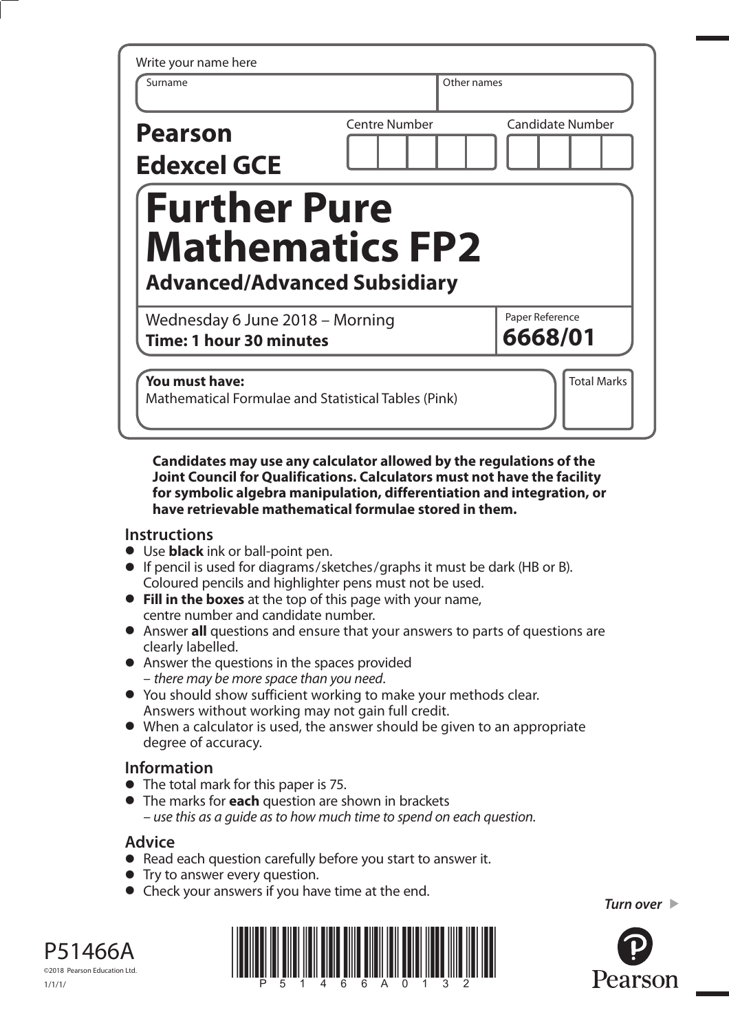Write your name here

| Surname | Other names |
|---|---|
| | |

**Pearson Edexcel GCE**

| Centre Number | Candidate Number |
|---|---|
| | |

# Further Pure Mathematics FP2

## Advanced/Advanced Subsidiary

Wednesday 6 June 2018 – Morning
**Time: 1 hour 30 minutes**

Paper Reference
**6668/01**

**You must have:**
Mathematical Formulae and Statistical Tables (Pink)

Total Marks

**Candidates may use any calculator allowed by the regulations of the Joint Council for Qualifications. Calculators must not have the facility for symbolic algebra manipulation, differentiation and integration, or have retrievable mathematical formulae stored in them.**

## Instructions

- Use **black** ink or ball-point pen.
- If pencil is used for diagrams/sketches/graphs it must be dark (HB or B). Coloured pencils and highlighter pens must not be used.
- **Fill in the boxes** at the top of this page with your name, centre number and candidate number.
- Answer **all** questions and ensure that your answers to parts of questions are clearly labelled.
- Answer the questions in the spaces provided – *there may be more space than you need*.
- You should show sufficient working to make your methods clear. Answers without working may not gain full credit.
- When a calculator is used, the answer should be given to an appropriate degree of accuracy.

## Information

- The total mark for this paper is 75.
- The marks for **each** question are shown in brackets – *use this as a guide as to how much time to spend on each question.*

## Advice

- Read each question carefully before you start to answer it.
- Try to answer every question.
- Check your answers if you have time at the end.

*Turn over*

P51466A
©2018 Pearson Education Ltd.
1/1/1/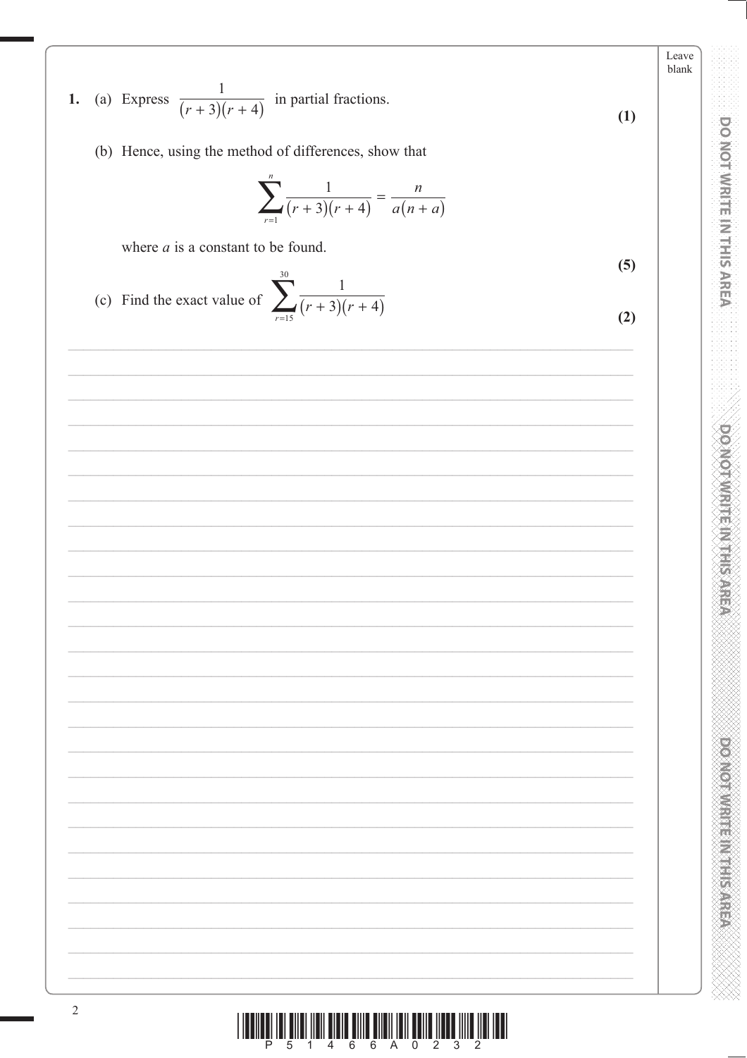**1.** (a) Express $\dfrac{1}{(r+3)(r+4)}$ in partial fractions.

**(1)**

(b) Hence, using the method of differences, show that

$$\sum_{r=1}^{n} \frac{1}{(r+3)(r+4)} = \frac{n}{a(n+a)}$$

where $a$ is a constant to be found.

**(5)**

(c) Find the exact value of $\displaystyle\sum_{r=15}^{30} \frac{1}{(r+3)(r+4)}$

**(2)**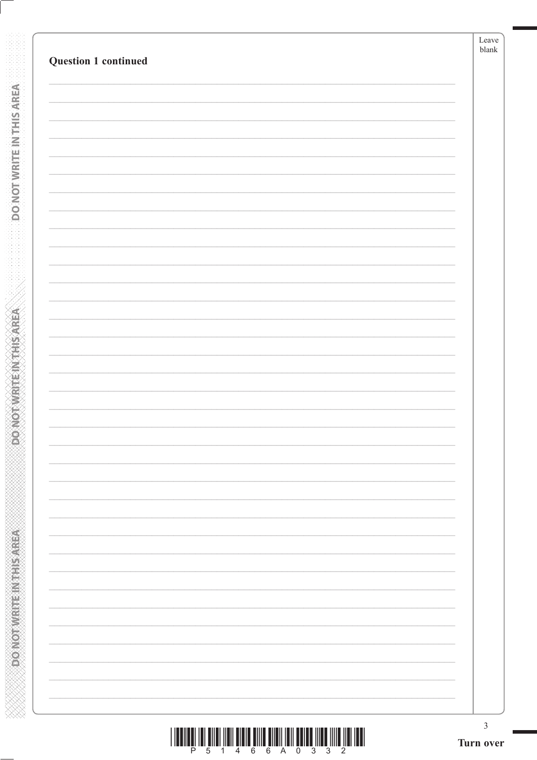**Question 1 continued**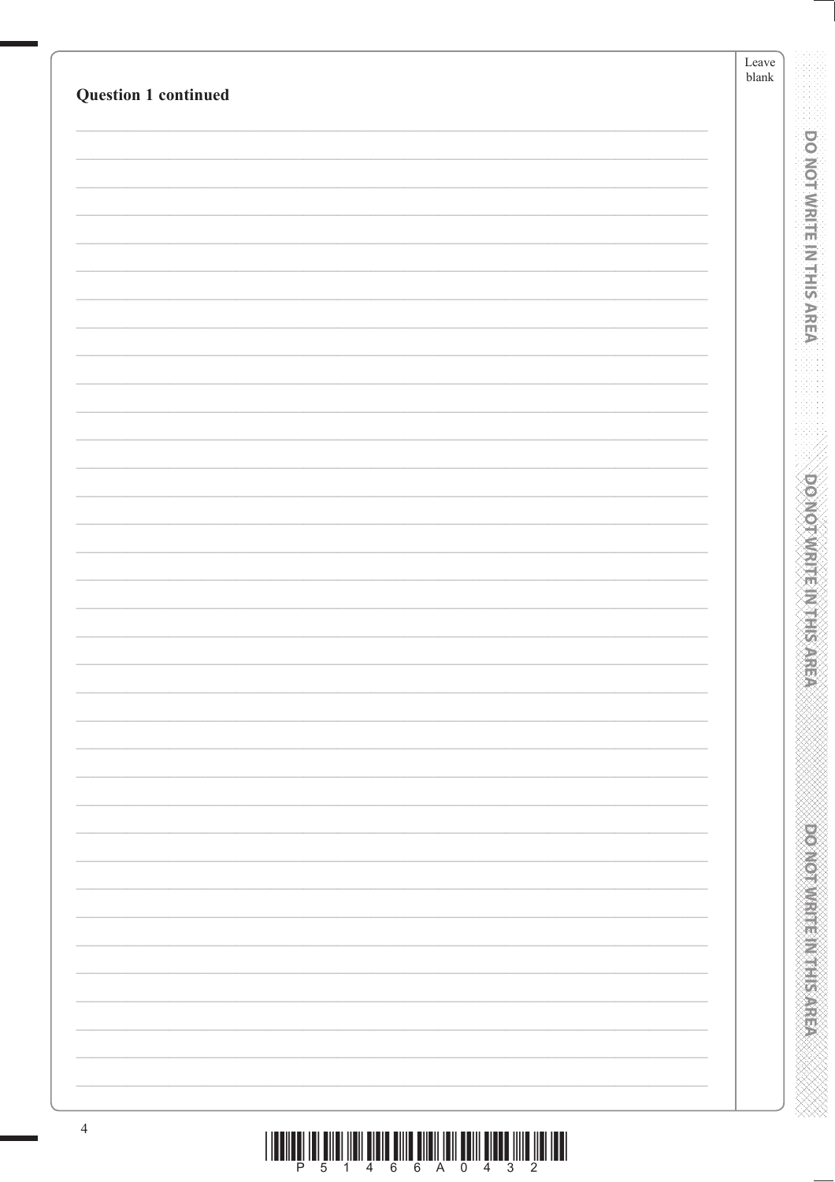**Question 1 continued**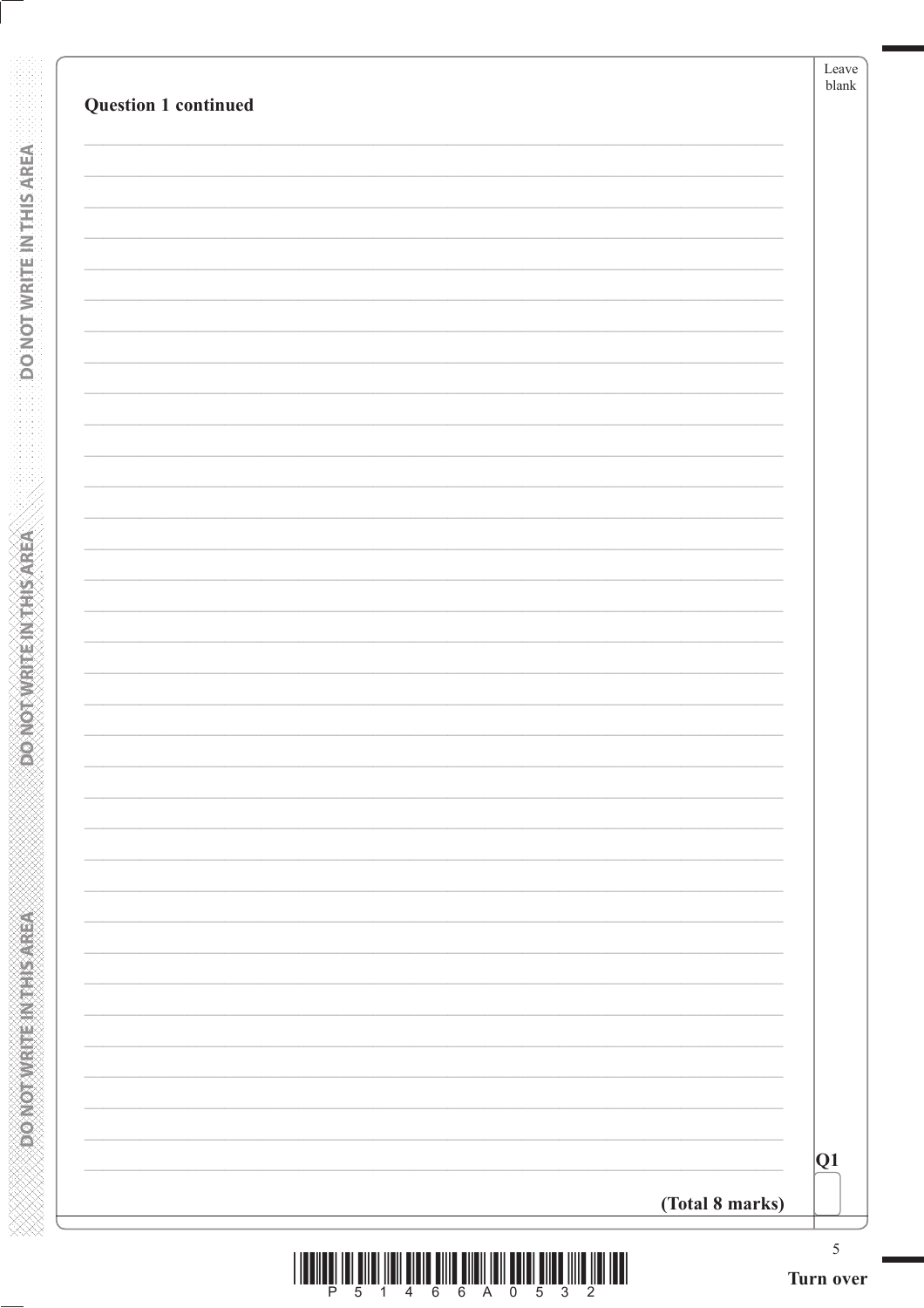**Question 1 continued**

**(Total 8 marks)**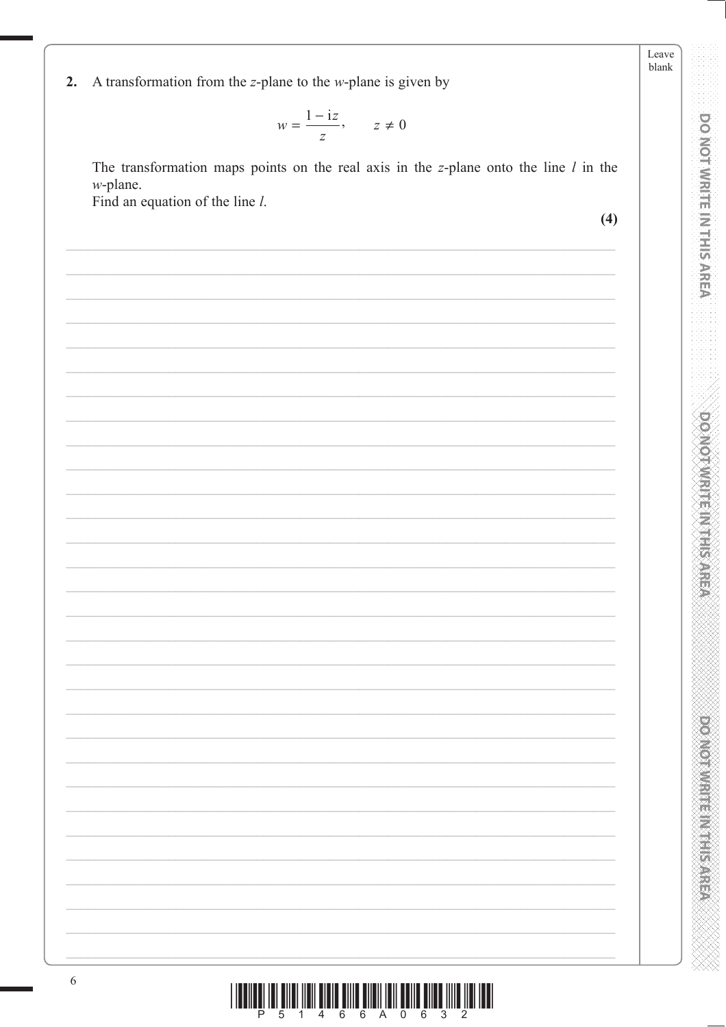**2.** A transformation from the $z$-plane to the $w$-plane is given by

$$w = \frac{1 - \mathrm{i}z}{z}, \qquad z \neq 0$$

The transformation maps points on the real axis in the $z$-plane onto the line $l$ in the $w$-plane.

Find an equation of the line $l$.

**(4)**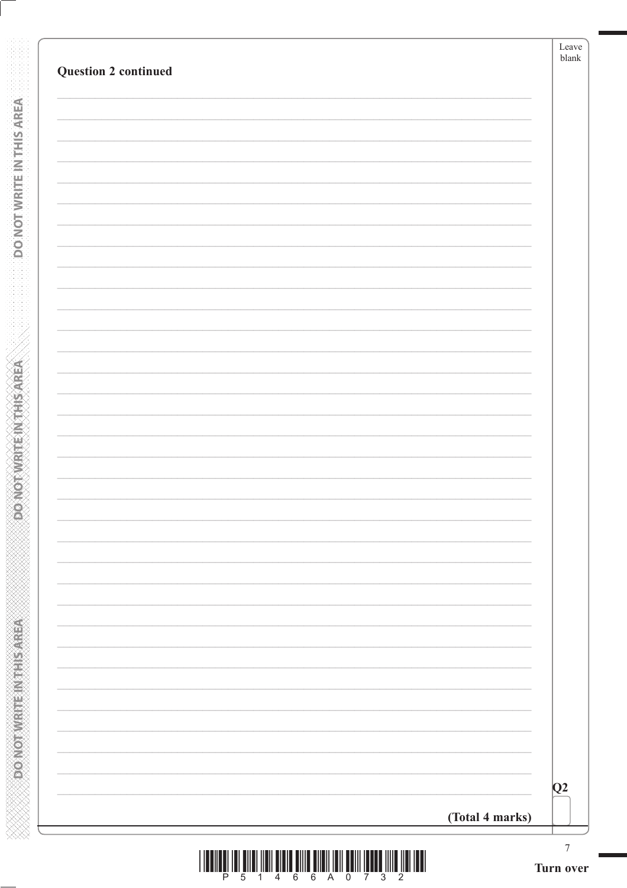**Question 2 continued**

**(Total 4 marks)**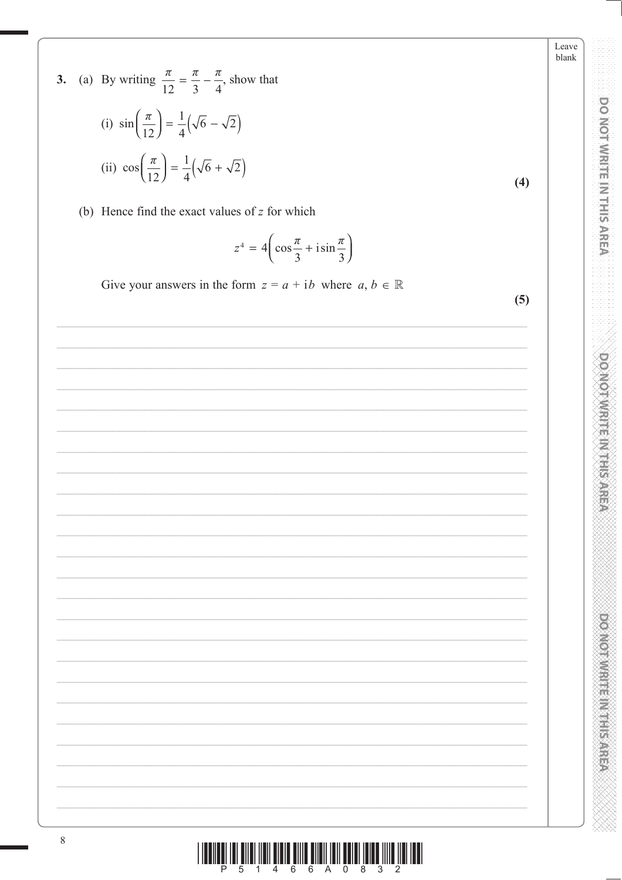**3.** (a) By writing $\frac{\pi}{12} = \frac{\pi}{3} - \frac{\pi}{4}$, show that

(i) $\sin\left(\frac{\pi}{12}\right) = \frac{1}{4}\left(\sqrt{6} - \sqrt{2}\right)$

(ii) $\cos\left(\frac{\pi}{12}\right) = \frac{1}{4}\left(\sqrt{6} + \sqrt{2}\right)$

**(4)**

(b) Hence find the exact values of $z$ for which

$$z^4 = 4\left(\cos\frac{\pi}{3} + \mathrm{i}\sin\frac{\pi}{3}\right)$$

Give your answers in the form $z = a + \mathrm{i}b$ where $a, b \in \mathbb{R}$

**(5)**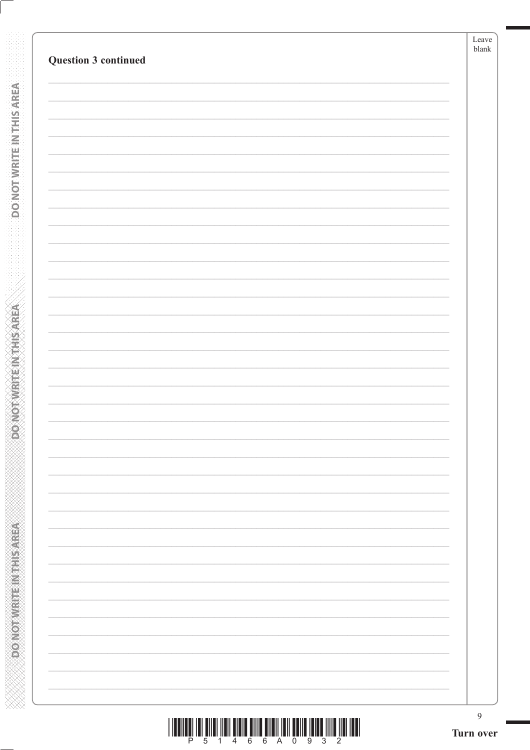**Question 3 continued**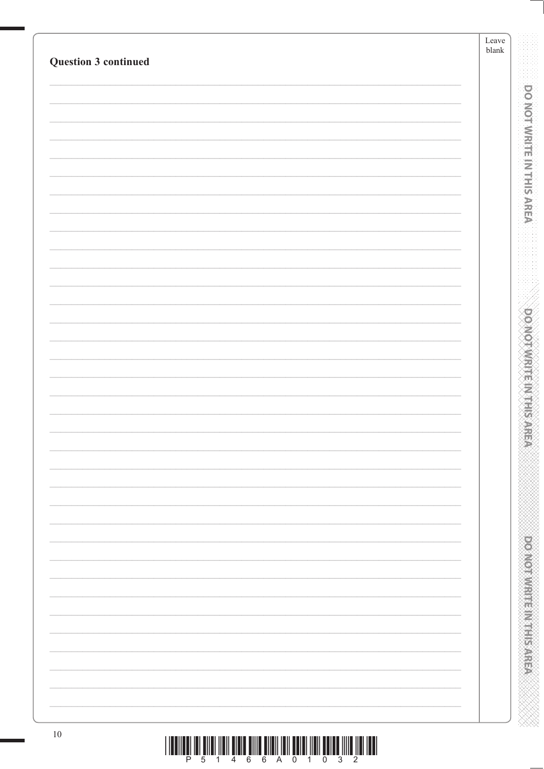**Question 3 continued**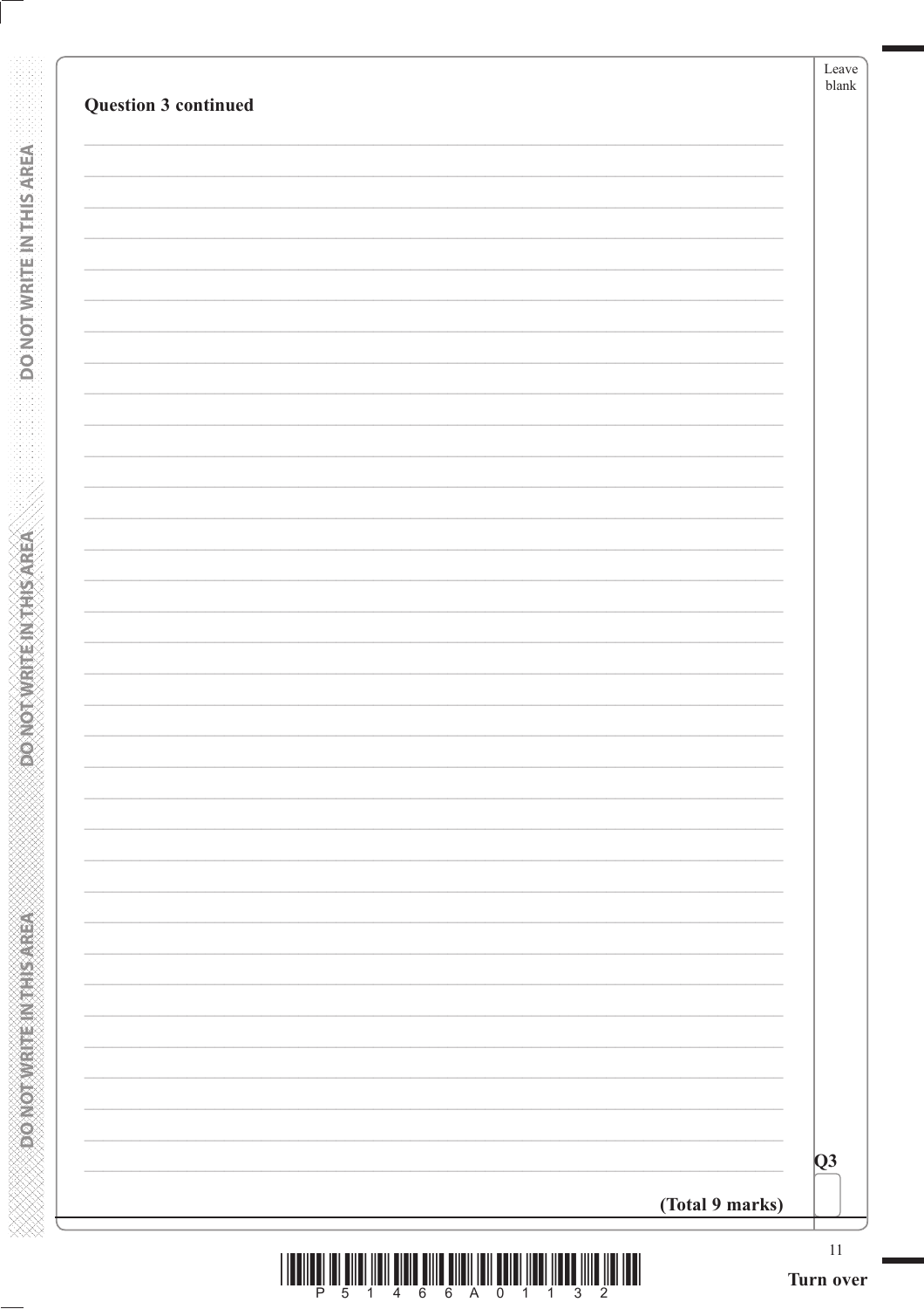**Question 3 continued**

(Total 9 marks)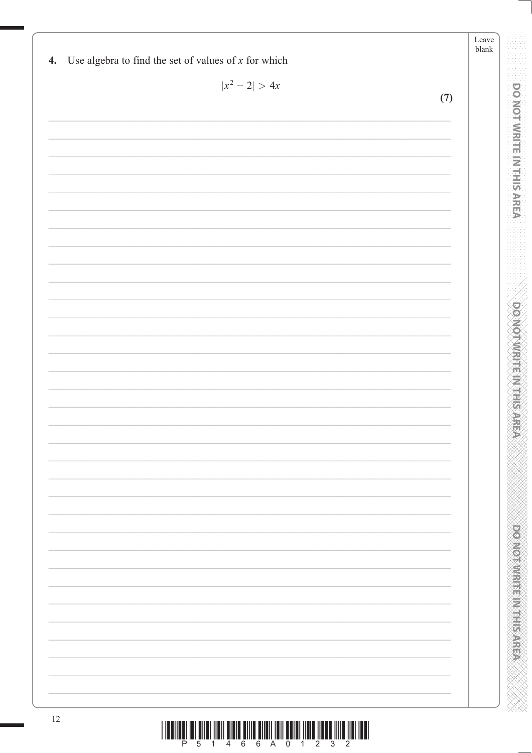4. Use algebra to find the set of values of $x$ for which

$$|x^2 - 2| > 4x$$

**(7)**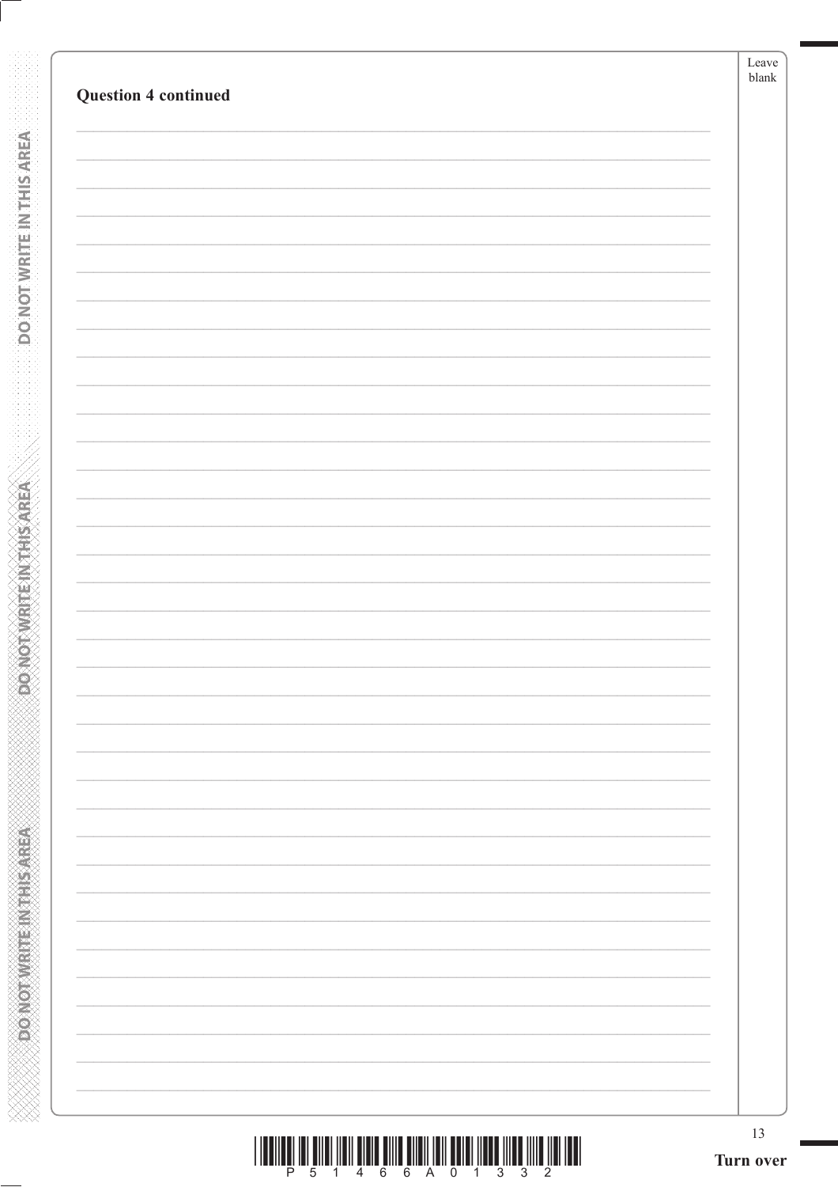**Question 4 continued**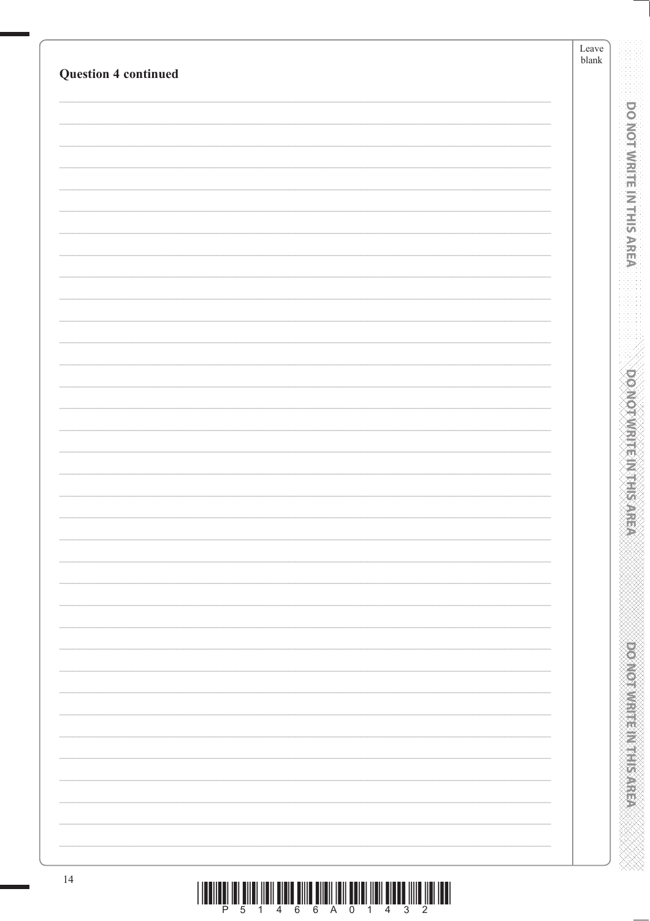**Question 4 continued**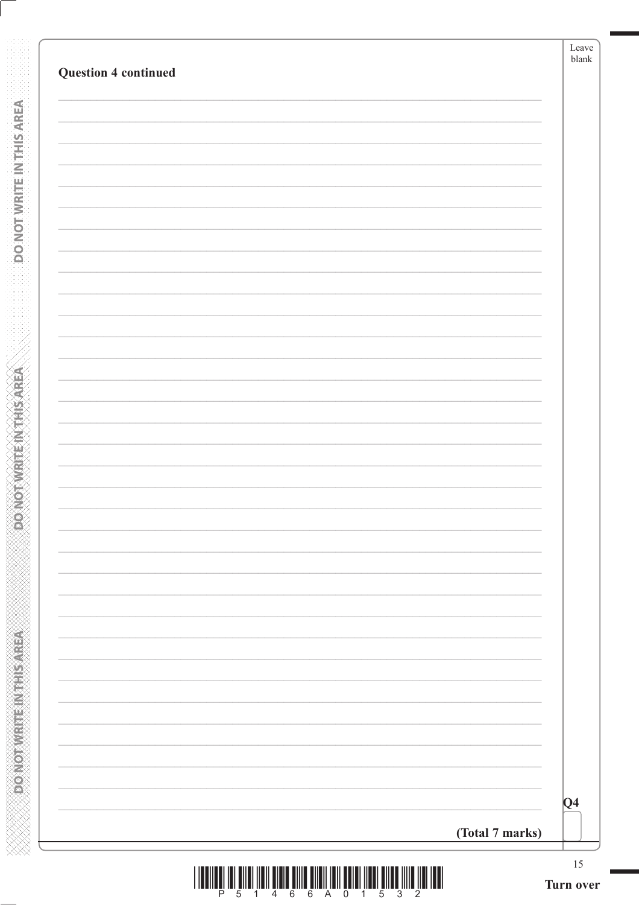**Question 4 continued**

**(Total 7 marks)**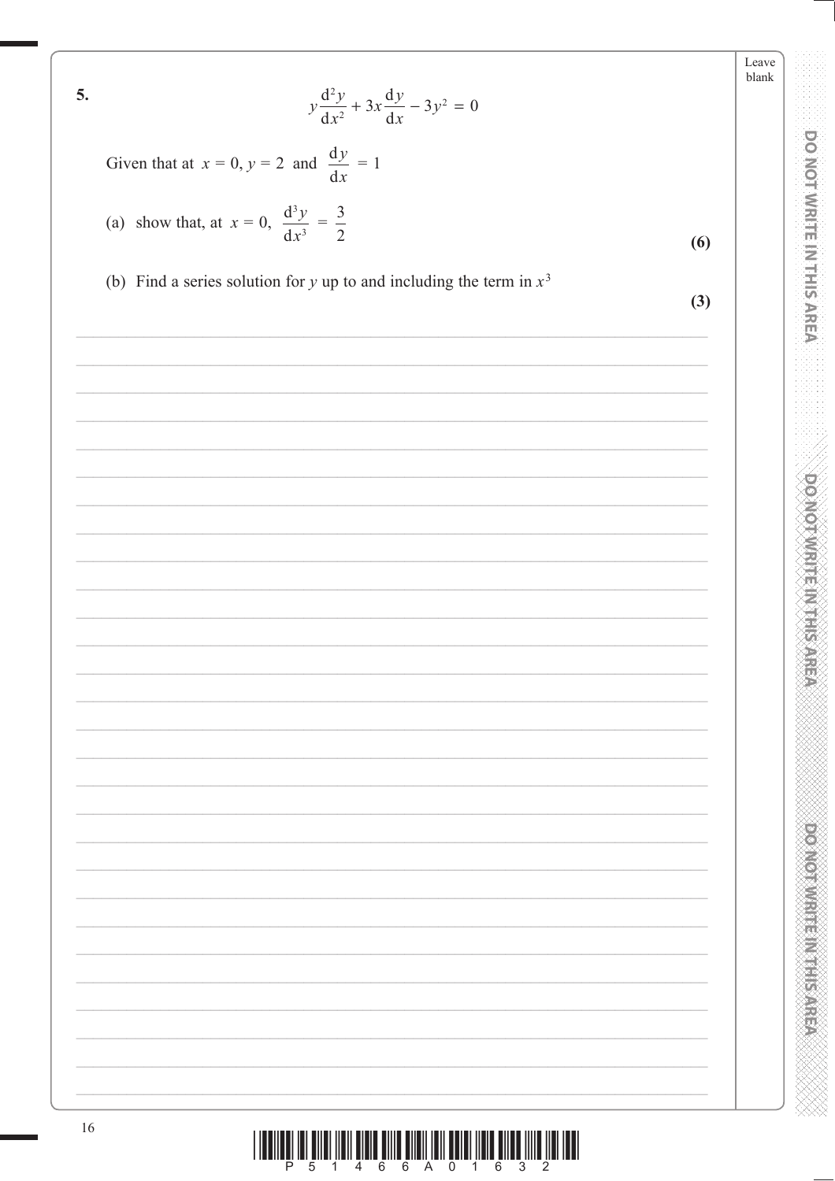**5.**

$$y\frac{\mathrm{d}^2y}{\mathrm{d}x^2} + 3x\frac{\mathrm{d}y}{\mathrm{d}x} - 3y^2 = 0$$

Given that at $x = 0$, $y = 2$ and $\frac{\mathrm{d}y}{\mathrm{d}x} = 1$

(a) show that, at $x = 0$, $\frac{\mathrm{d}^3y}{\mathrm{d}x^3} = \frac{3}{2}$ **(6)**

(b) Find a series solution for $y$ up to and including the term in $x^3$ **(3)**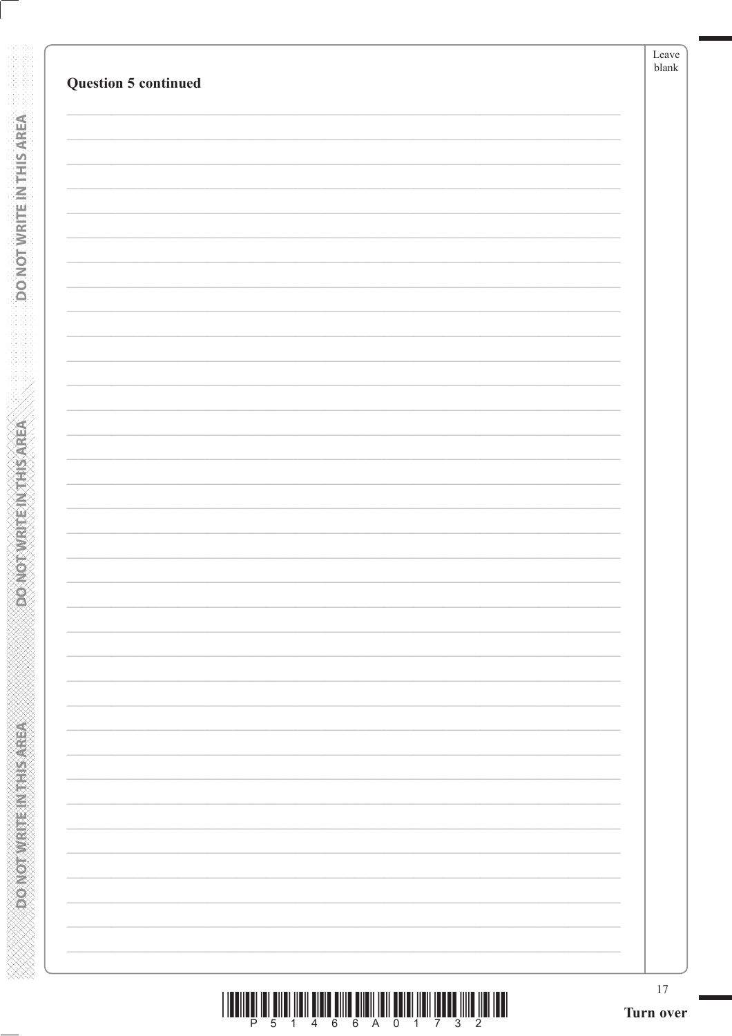**Question 5 continued**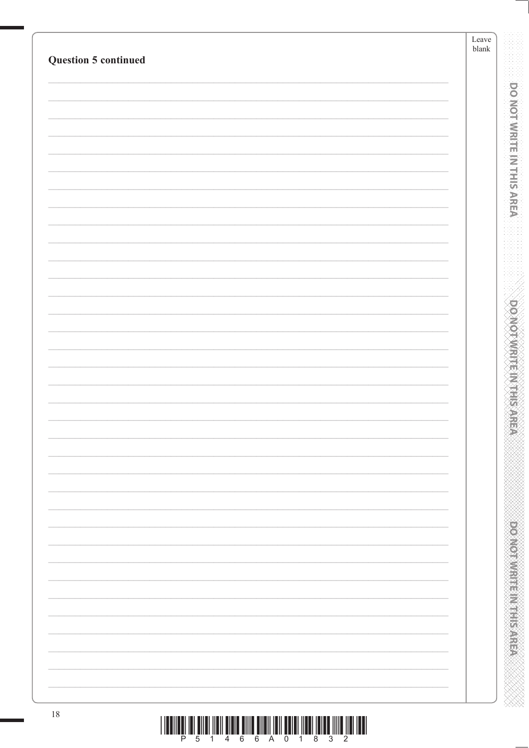**Question 5 continued**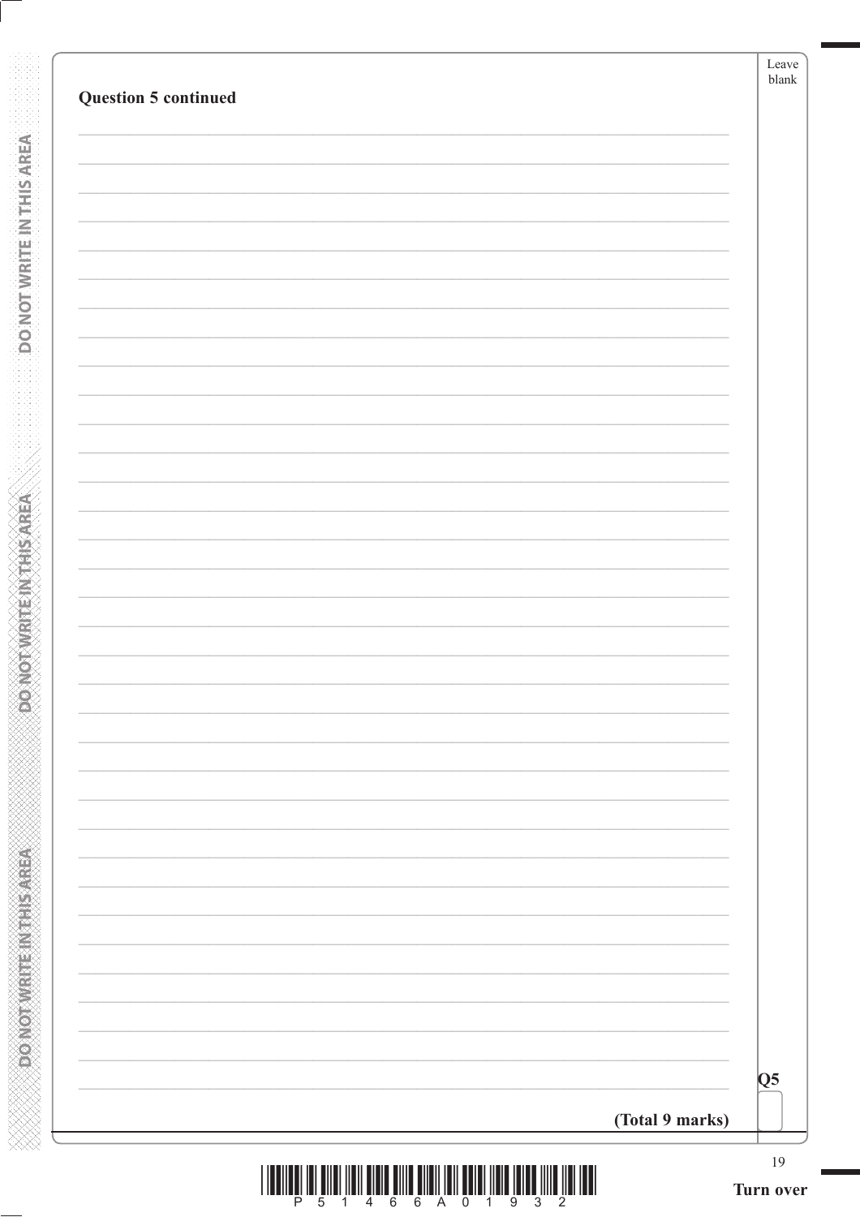**Question 5 continued**

**(Total 9 marks)**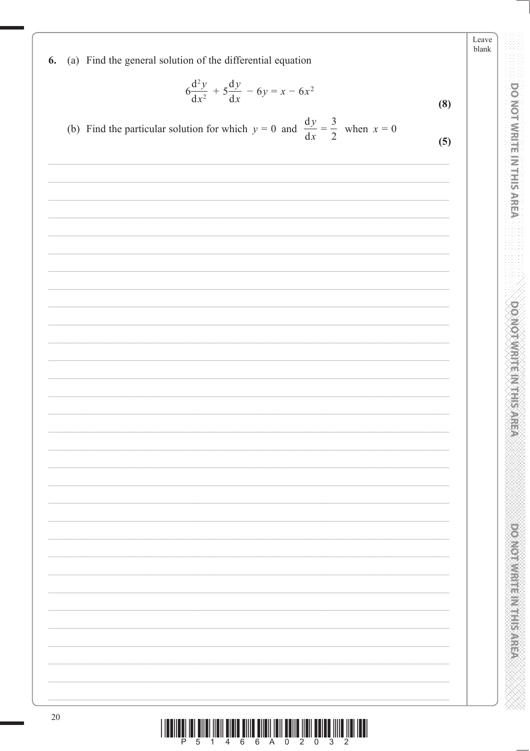**6.** (a) Find the general solution of the differential equation

$$6\frac{d^2y}{dx^2} + 5\frac{dy}{dx} - 6y = x - 6x^2$$

**(8)**

(b) Find the particular solution for which $y = 0$ and $\frac{dy}{dx} = \frac{3}{2}$ when $x = 0$

**(5)**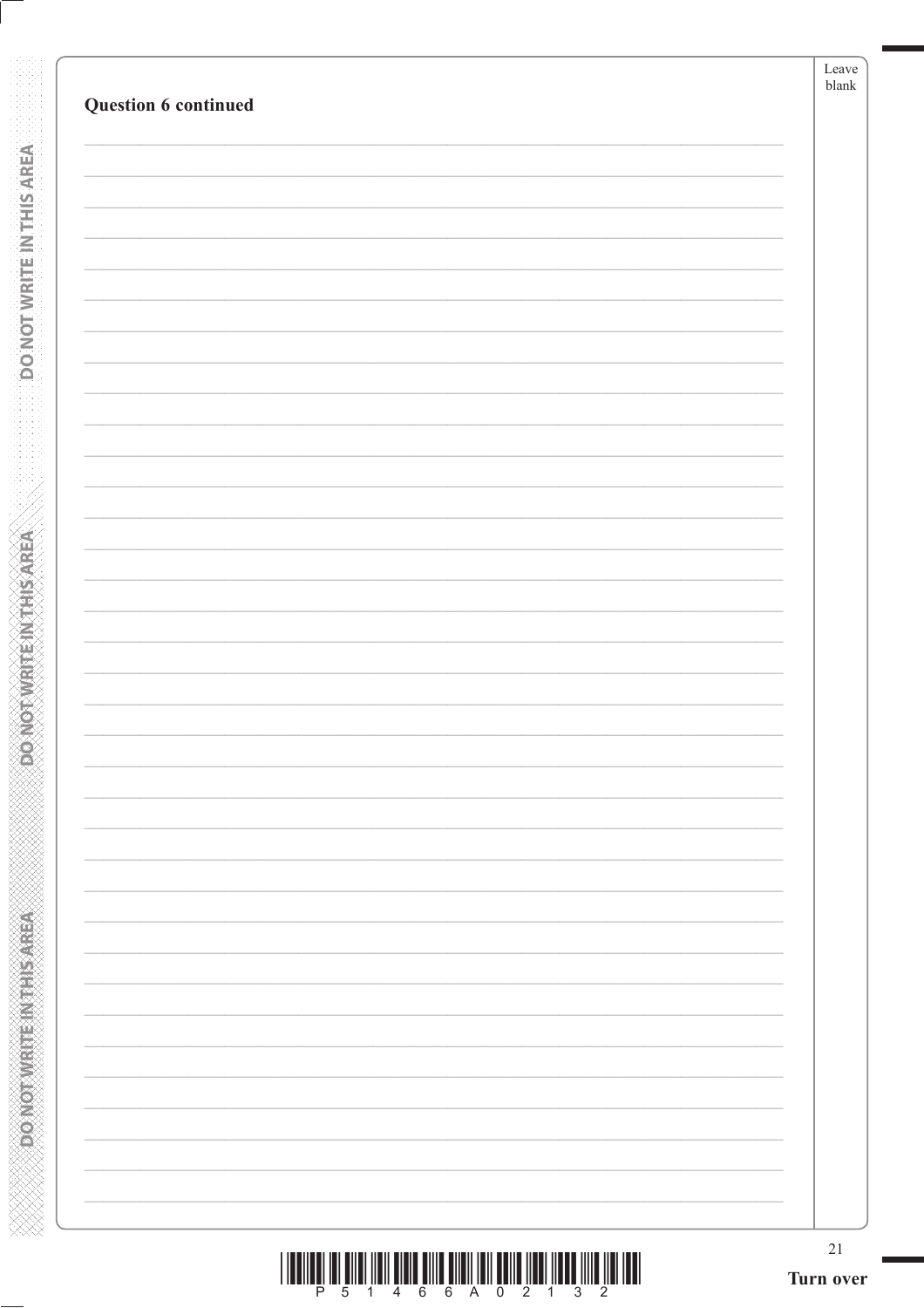**Question 6 continued**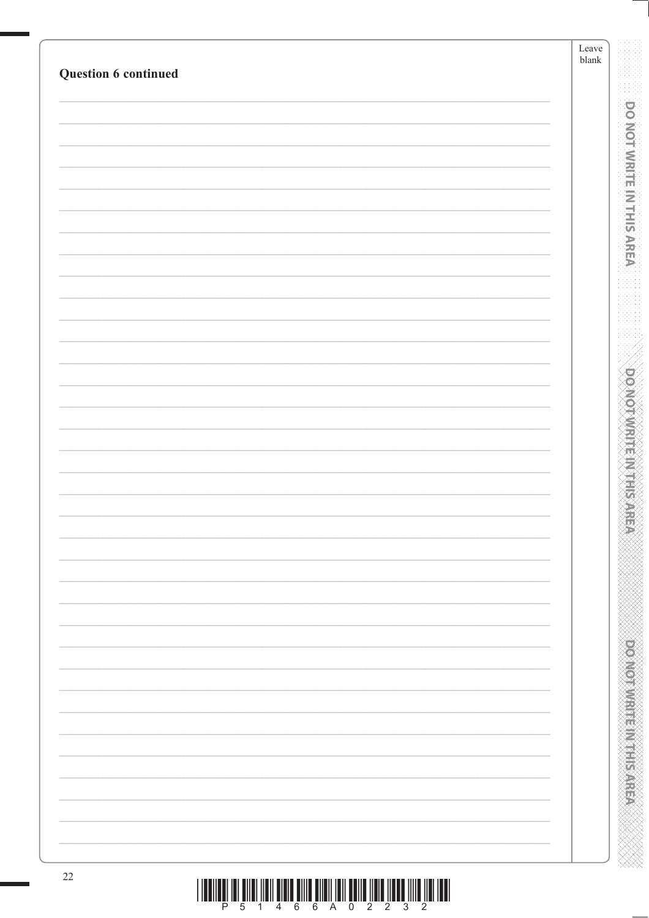**Question 6 continued**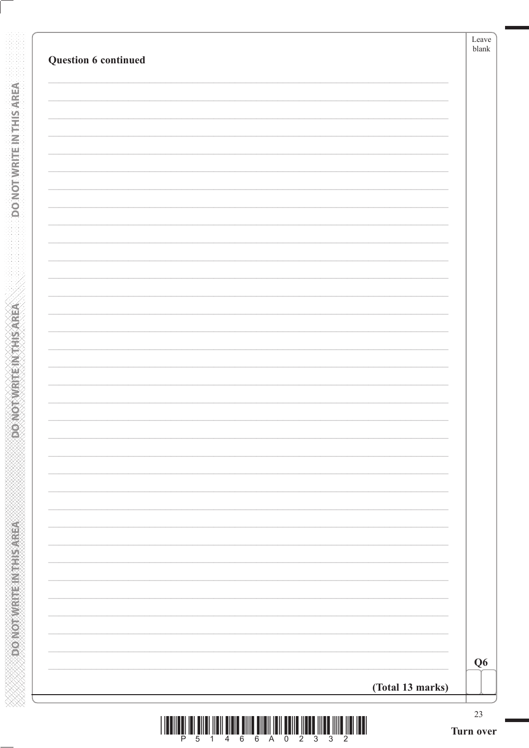**Question 6 continued**

Q6

**(Total 13 marks)**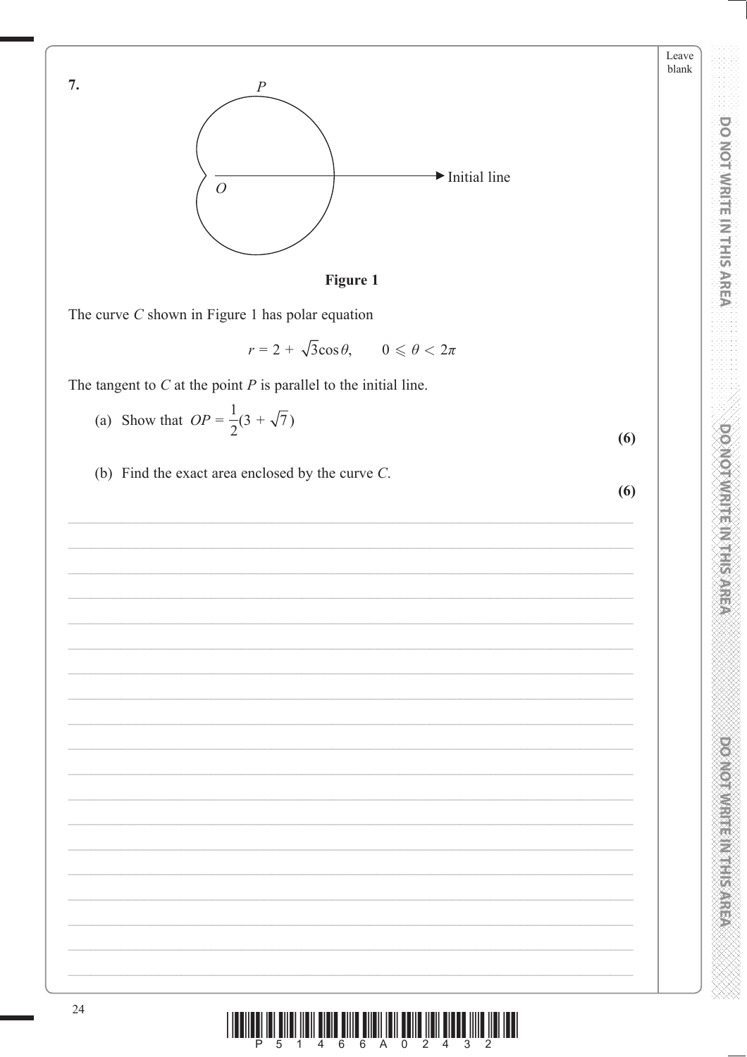**7.**

**Figure 1**

The curve $C$ shown in Figure 1 has polar equation

$$r = 2 + \sqrt{3}\cos\theta, \qquad 0 \leqslant \theta < 2\pi$$

The tangent to $C$ at the point $P$ is parallel to the initial line.

(a) Show that $OP = \frac{1}{2}(3 + \sqrt{7})$

**(6)**

(b) Find the exact area enclosed by the curve $C$.

**(6)**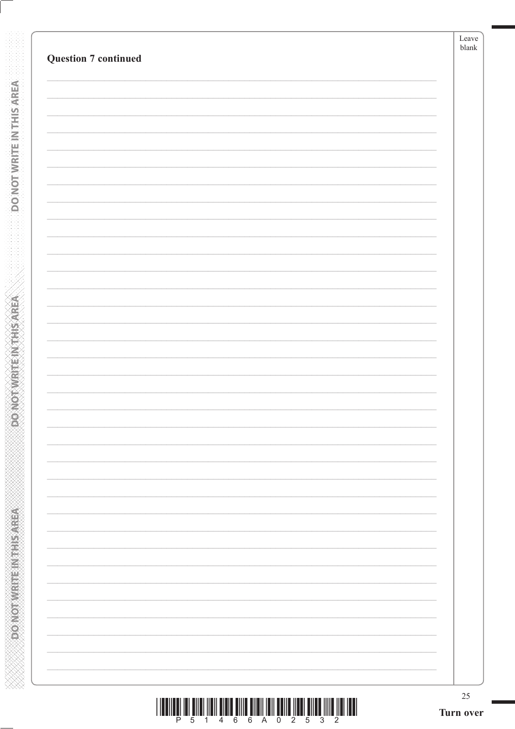**Question 7 continued**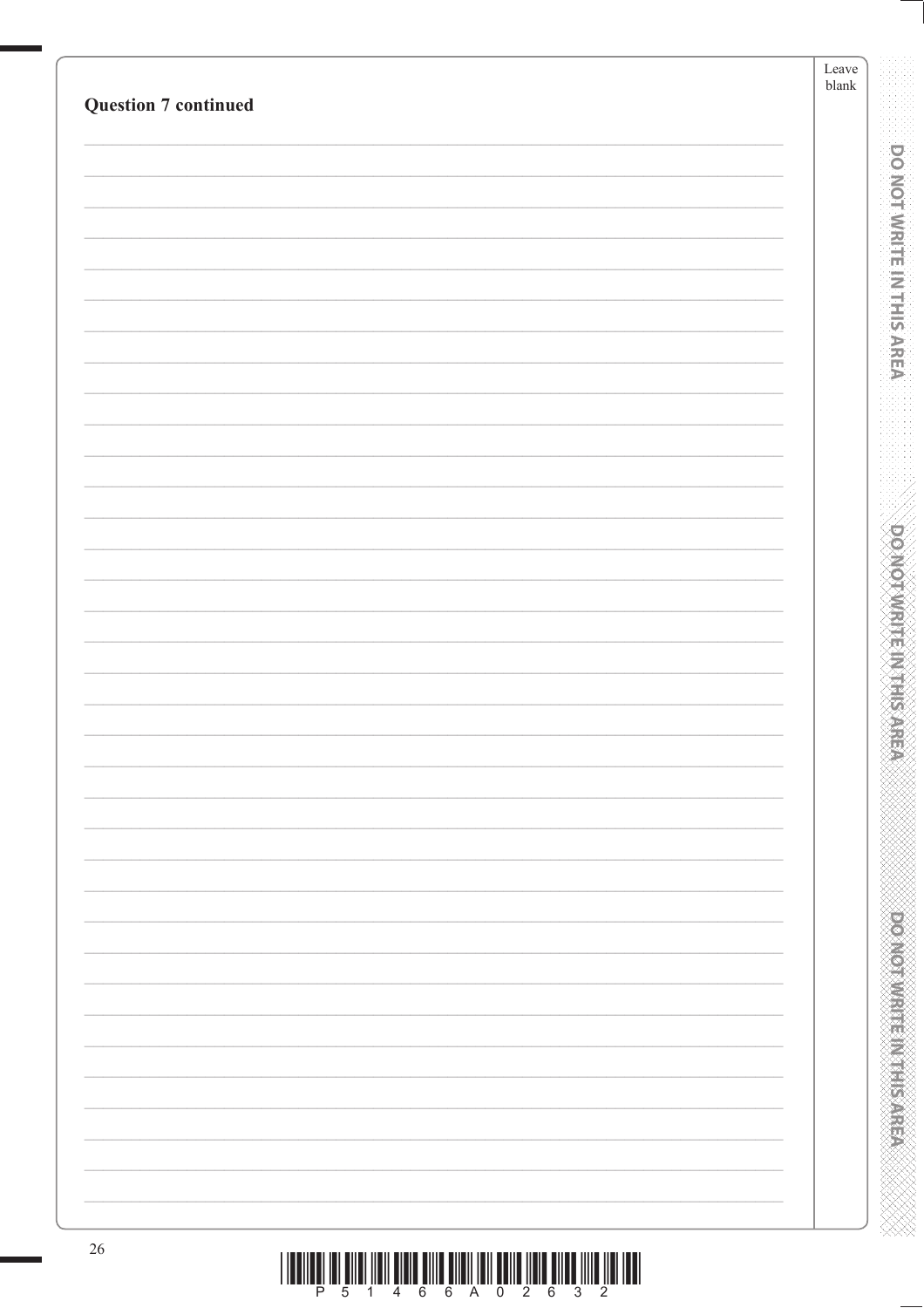**Question 7 continued**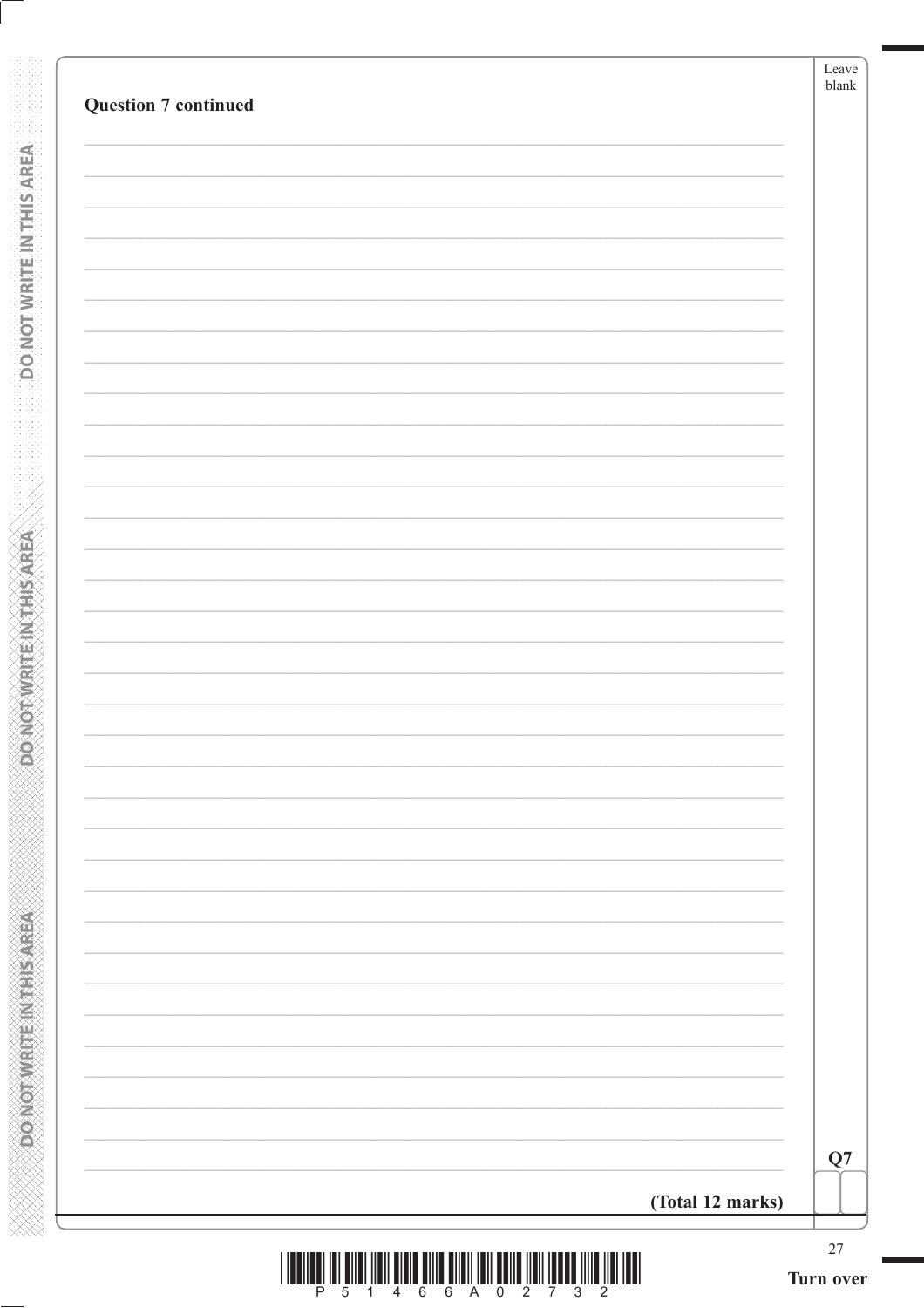**Question 7 continued**

**(Total 12 marks)**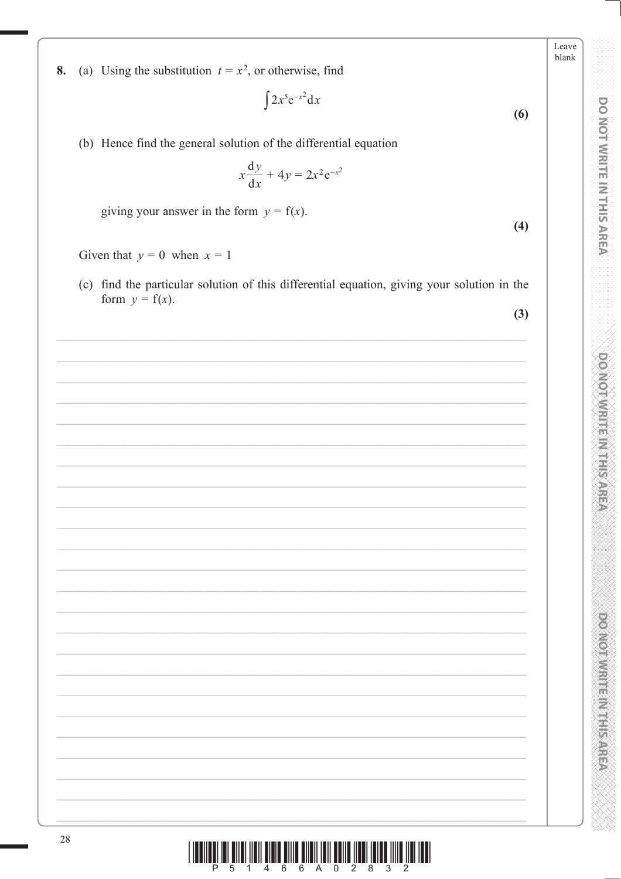**8.** (a) Using the substitution $t = x^2$, or otherwise, find

$$\int 2x^5 e^{-x^2} \mathrm{d}x$$

**(6)**

(b) Hence find the general solution of the differential equation

$$x\frac{\mathrm{d}y}{\mathrm{d}x} + 4y = 2x^2 e^{-x^2}$$

giving your answer in the form $y = \mathrm{f}(x)$.

**(4)**

Given that $y = 0$ when $x = 1$

(c) find the particular solution of this differential equation, giving your solution in the form $y = \mathrm{f}(x)$.

**(3)**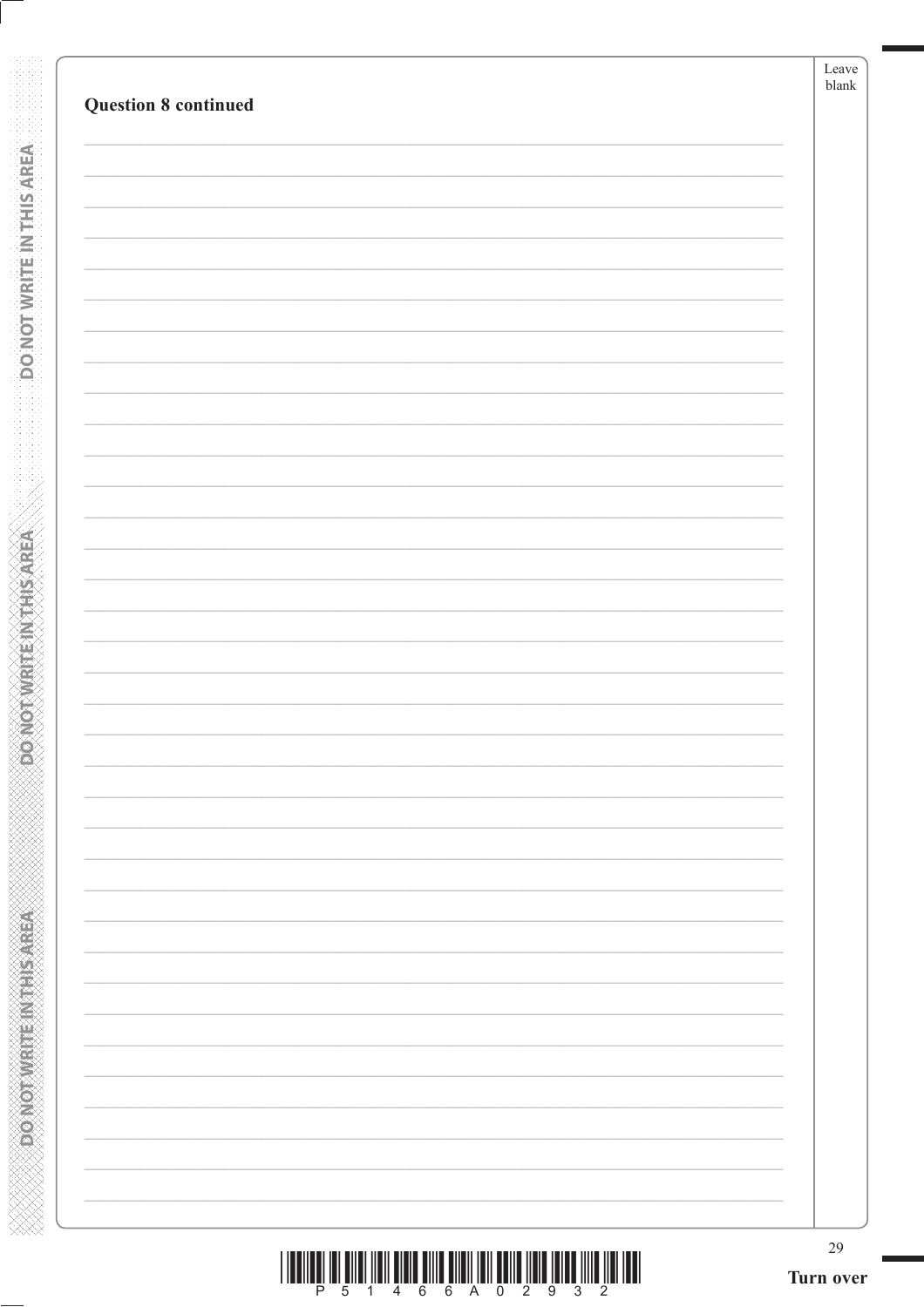**Question 8 continued**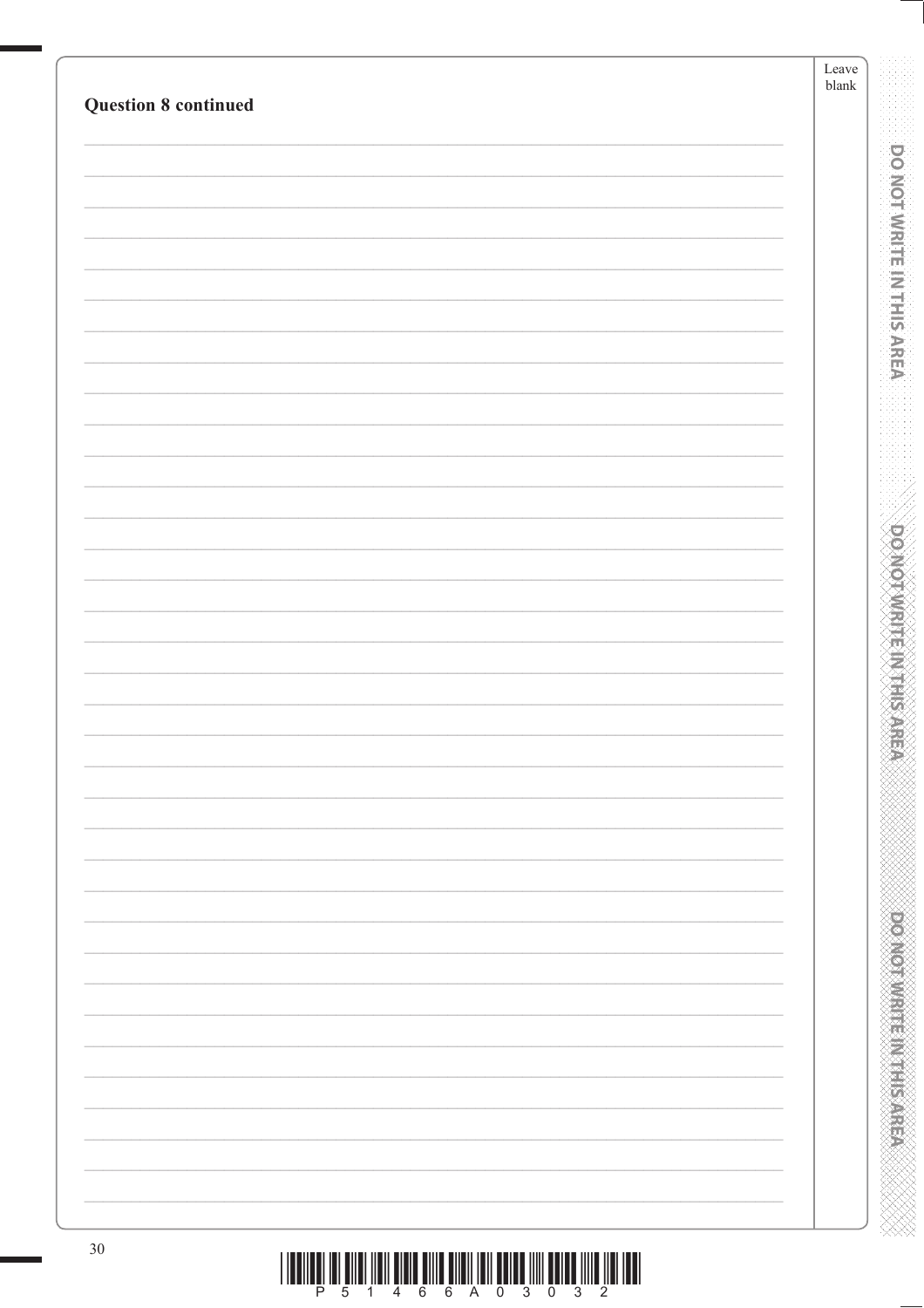**Question 8 continued**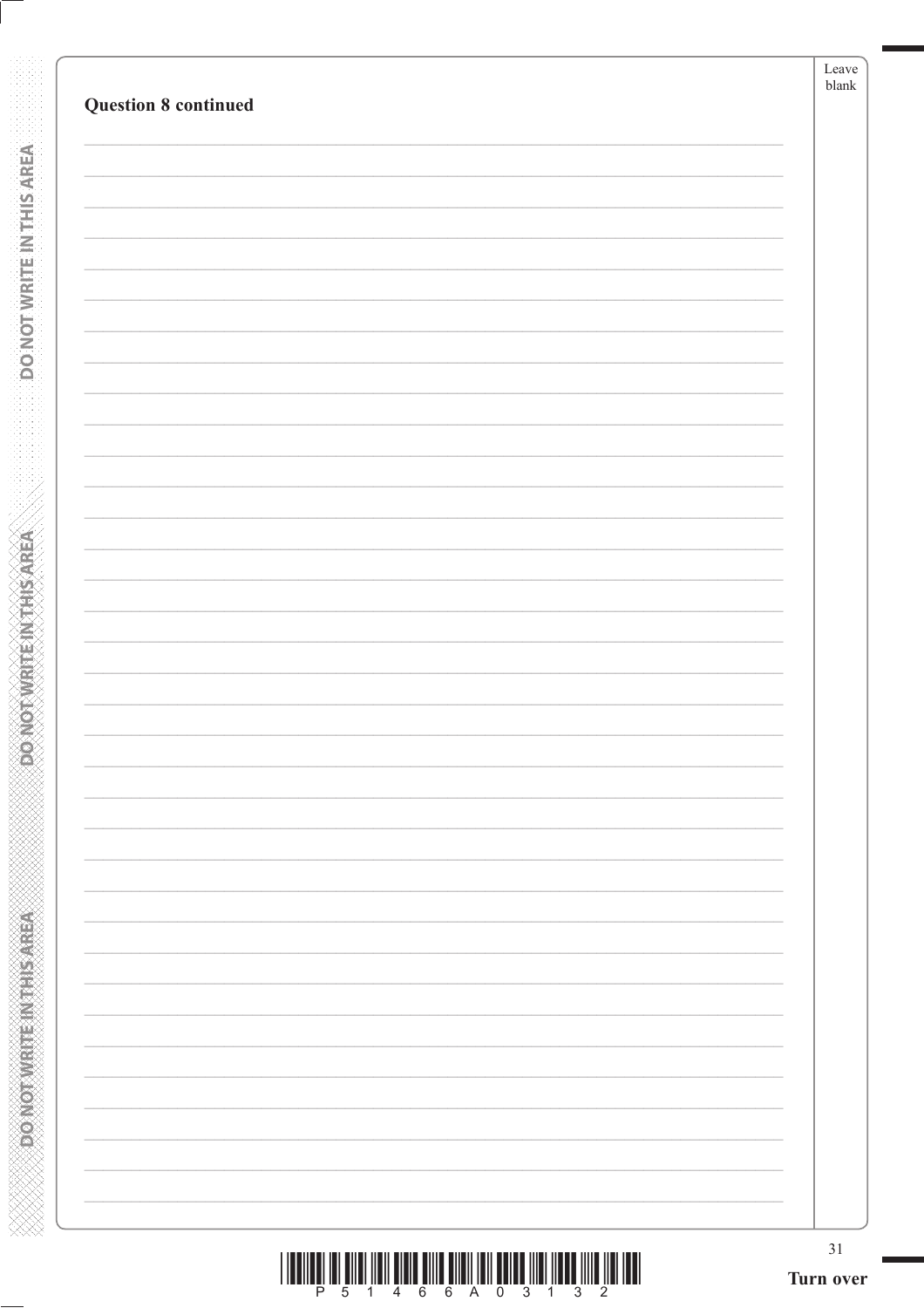**Question 8 continued**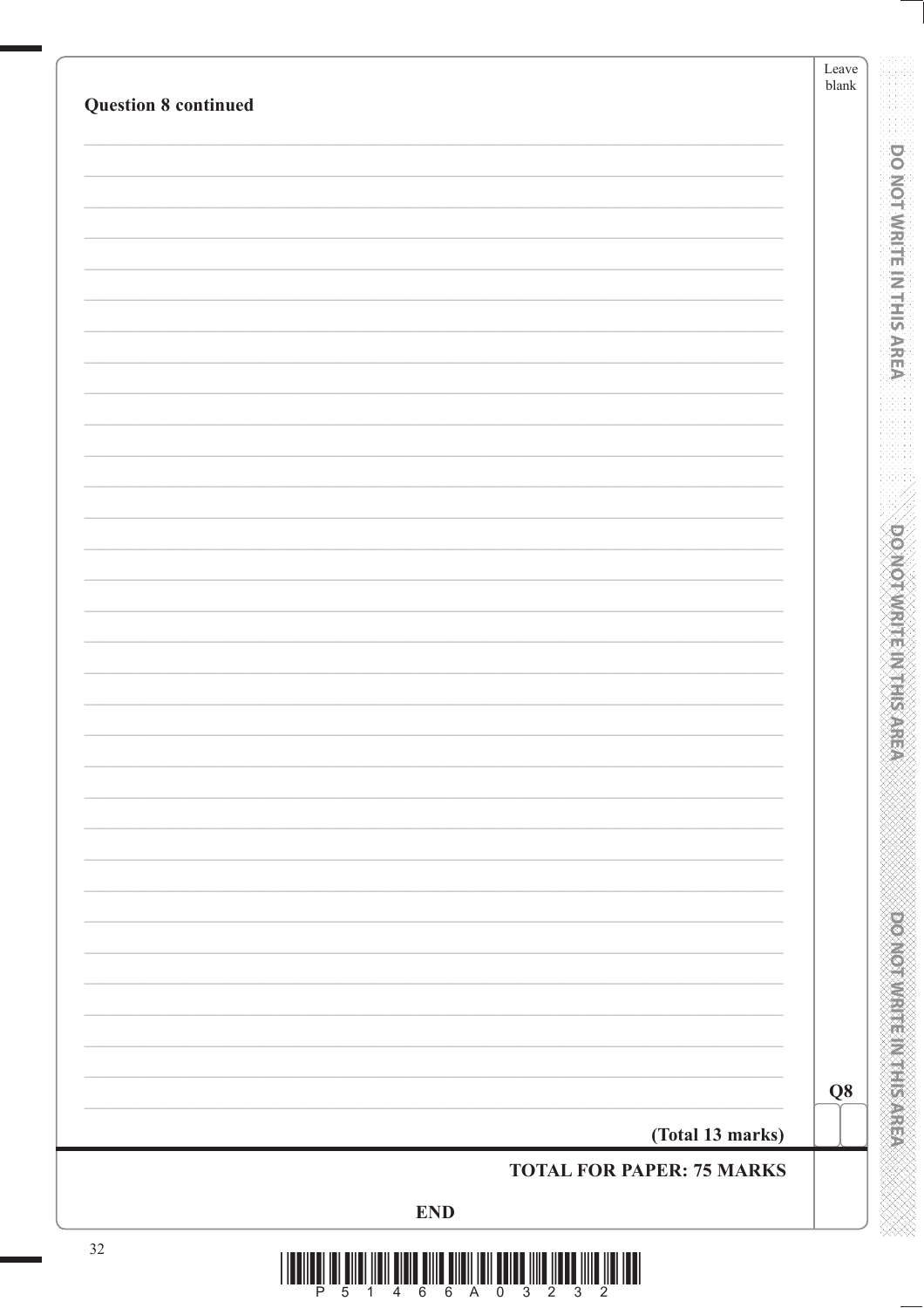**Question 8 continued**

Q8

**(Total 13 marks)**

**TOTAL FOR PAPER: 75 MARKS**

**END**